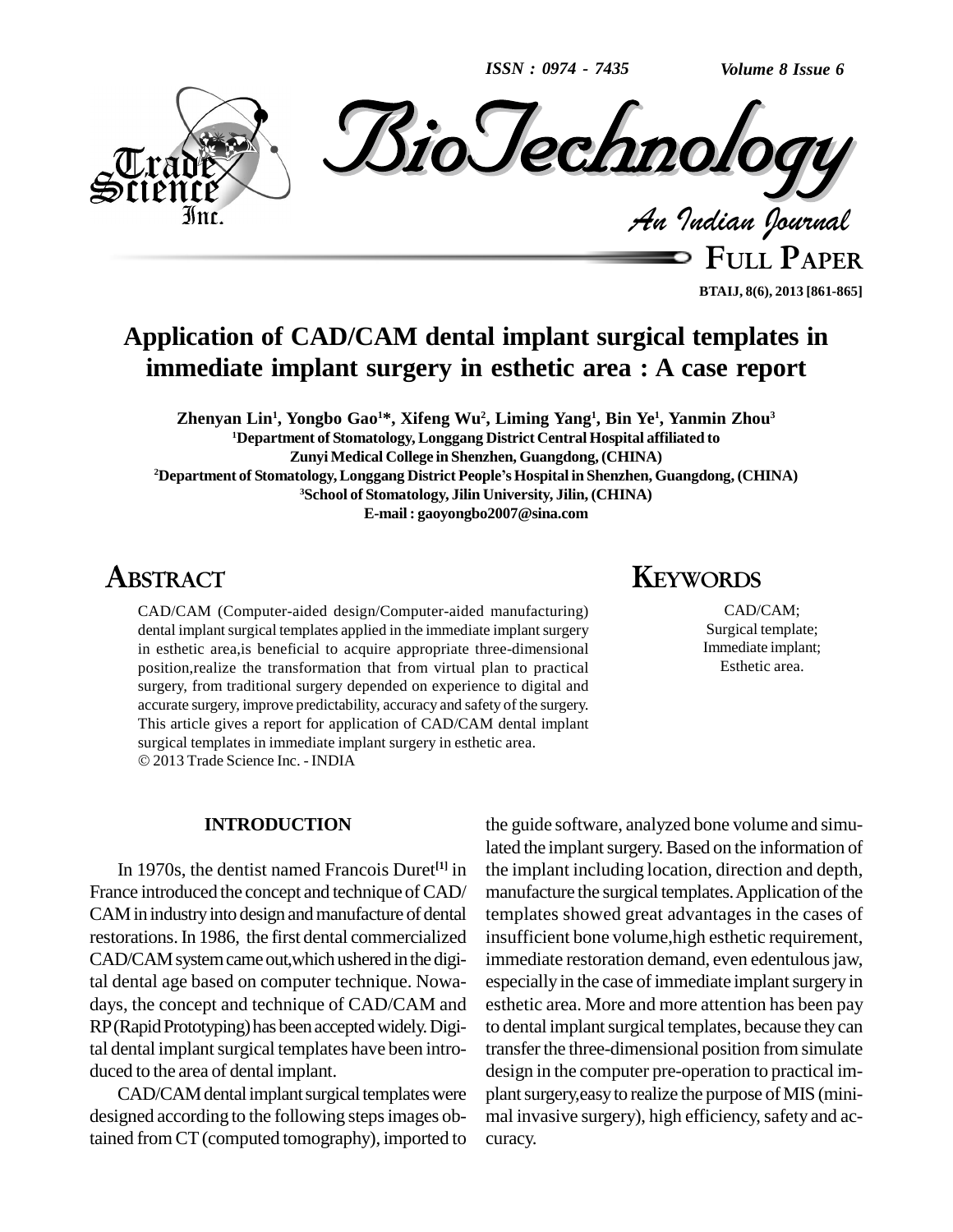# Application of CAD/CAM dental implant surgical templates in immediate implant surgery in esthetic area : A case report

**Zhenyan Lin[1], Yongbo Gao[1]*, Xifeng Wu[2], Liming Yang[1], Bin Ye[1], Yanmin Zhou[3]**

[1]Department of Stomatology, Longgang District Central Hospital affiliated to Zunyi Medical College in Shenzhen, Guangdong, (CHINA)

[2]Department of Stomatology, Longgang District People's Hospital in Shenzhen, Guangdong, (CHINA)

[3]School of Stomatology, Jilin University, Jilin, (CHINA)

E-mail : gaoyongbo2007@sina.com

## ABSTRACT

CAD/CAM (Computer-aided design/Computer-aided manufacturing) dental implant surgical templates applied in the immediate implant surgery in esthetic area,is beneficial to acquire appropriate three-dimensional position,realize the transformation that from virtual plan to practical surgery, from traditional surgery depended on experience to digital and accurate surgery, improve predictability, accuracy and safety of the surgery. This article gives a report for application of CAD/CAM dental implant surgical templates in immediate implant surgery in esthetic area.

© 2013 Trade Science Inc. - INDIA

## KEYWORDS

CAD/CAM;
Surgical template;
Immediate implant;
Esthetic area.

## INTRODUCTION

In 1970s, the dentist named Francois Duret[1] in France introduced the concept and technique of CAD/CAM in industry into design and manufacture of dental restorations. In 1986, the first dental commercialized CAD/CAM system came out,which ushered in the digital dental age based on computer technique. Nowadays, the concept and technique of CAD/CAM and RP (Rapid Prototyping) has been accepted widely. Digital dental implant surgical templates have been introduced to the area of dental implant.

CAD/CAM dental implant surgical templates were designed according to the following steps images obtained from CT (computed tomography), imported to the guide software, analyzed bone volume and simulated the implant surgery. Based on the information of the implant including location, direction and depth, manufacture the surgical templates. Application of the templates showed great advantages in the cases of insufficient bone volume,high esthetic requirement, immediate restoration demand, even edentulous jaw, especially in the case of immediate implant surgery in esthetic area. More and more attention has been pay to dental implant surgical templates, because they can transfer the three-dimensional position from simulate design in the computer pre-operation to practical implant surgery,easy to realize the purpose of MIS (minimal invasive surgery), high efficiency, safety and accuracy.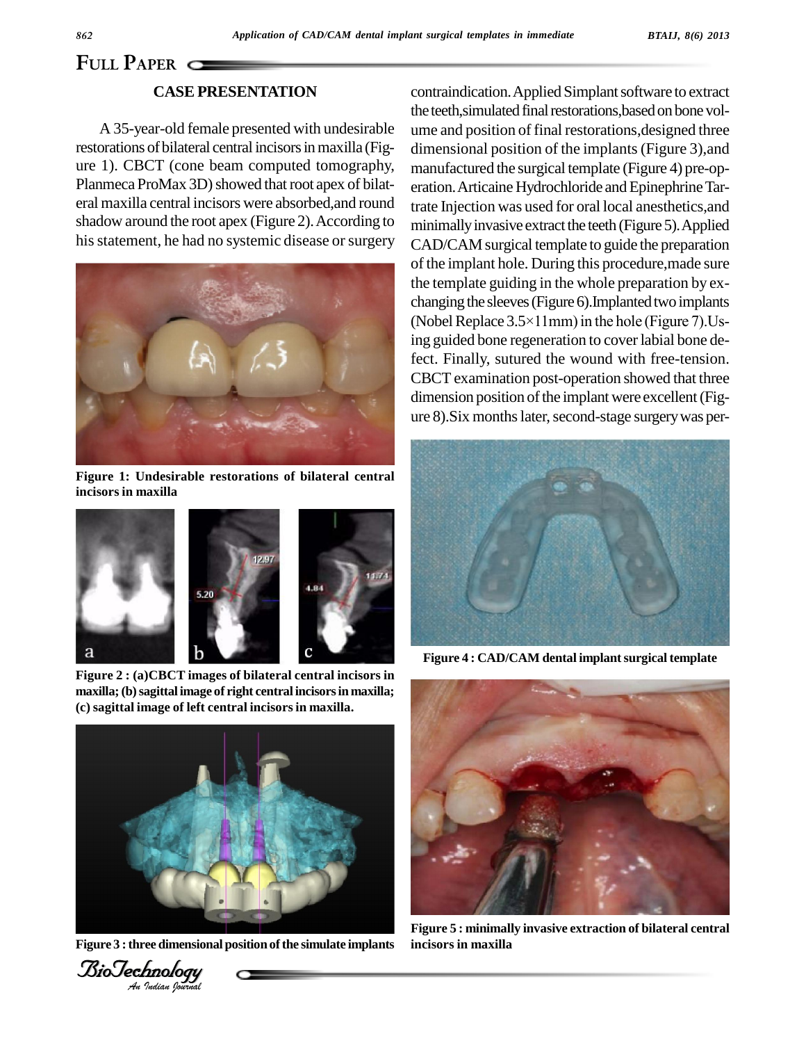## CASE PRESENTATION

A 35-year-old female presented with undesirable restorations of bilateral central incisors in maxilla (Figure 1). CBCT (cone beam computed tomography, Planmeca ProMax 3D) showed that root apex of bilateral maxilla central incisors were absorbed,and round shadow around the root apex (Figure 2). According to his statement, he had no systemic disease or surgery contraindication. Applied Simplant software to extract the teeth,simulated final restorations,based on bone volume and position of final restorations,designed three dimensional position of the implants (Figure 3),and manufactured the surgical template (Figure 4) pre-operation. Articaine Hydrochloride and Epinephrine Tartrate Injection was used for oral local anesthetics,and minimally invasive extract the teeth (Figure 5). Applied CAD/CAM surgical template to guide the preparation of the implant hole. During this procedure,made sure the template guiding in the whole preparation by exchanging the sleeves (Figure 6).Implanted two implants (Nobel Replace 3.5×11mm) in the hole (Figure 7).Using guided bone regeneration to cover labial bone defect. Finally, sutured the wound with free-tension. CBCT examination post-operation showed that three dimension position of the implant were excellent (Figure 8).Six months later, second-stage surgery was per-

**Figure 1: Undesirable restorations of bilateral central incisors in maxilla**

**Figure 2 : (a)CBCT images of bilateral central incisors in maxilla; (b) sagittal image of right central incisors in maxilla; (c) sagittal image of left central incisors in maxilla.**

**Figure 3 : three dimensional position of the simulate implants**

**Figure 4 : CAD/CAM dental implant surgical template**

**Figure 5 : minimally invasive extraction of bilateral central incisors in maxilla**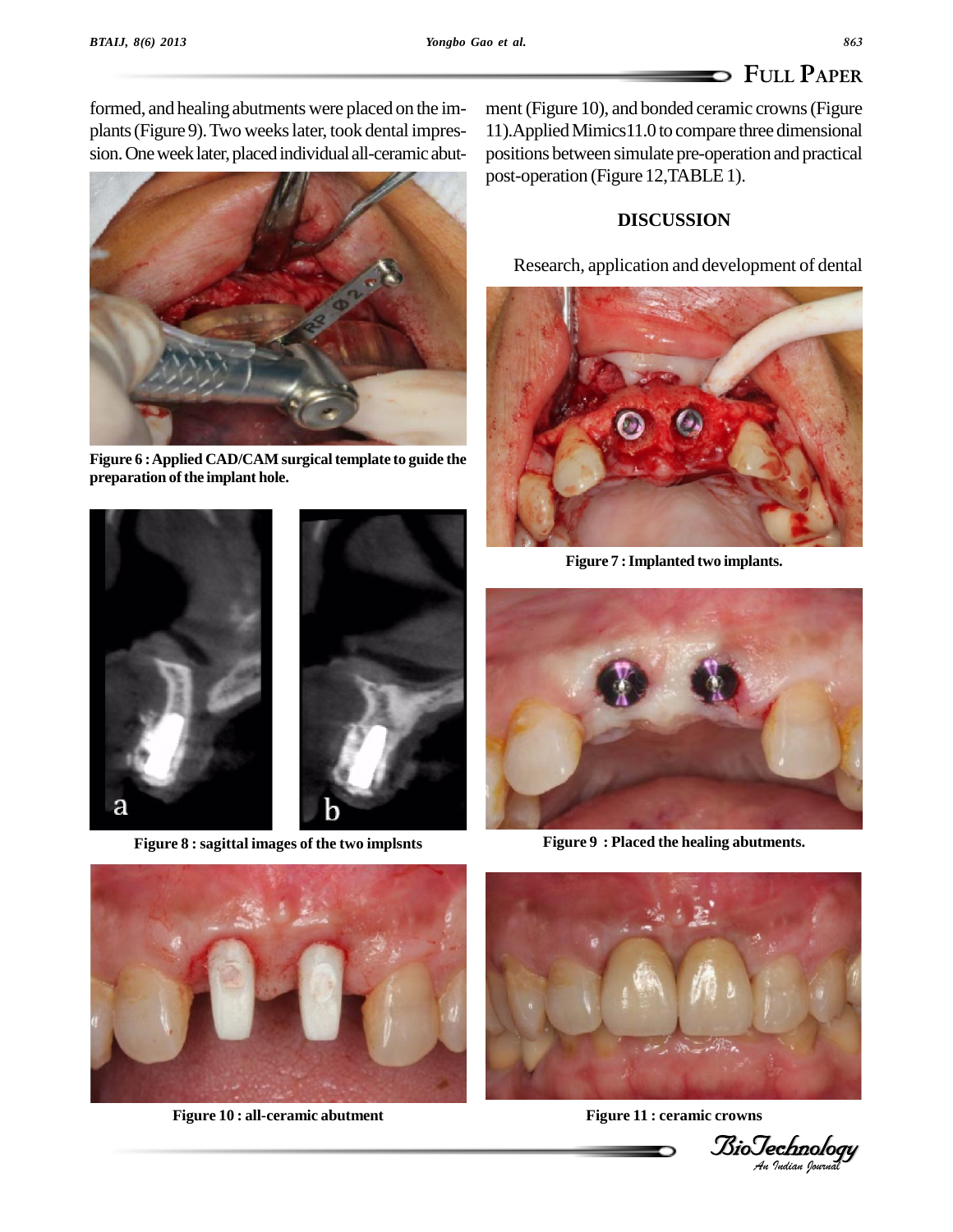formed, and healing abutments were placed on the implants (Figure 9). Two weeks later, took dental impression. One week later, placed individual all-ceramic abutment (Figure 10), and bonded ceramic crowns (Figure 11). Applied Mimics11.0 to compare three dimensional positions between simulate pre-operation and practical post-operation (Figure 12, TABLE 1).

**Figure 6 : Applied CAD/CAM surgical template to guide the preparation of the implant hole.**

**Figure 8 : sagittal images of the two implsnts**

**Figure 10 : all-ceramic abutment**

## DISCUSSION

Research, application and development of dental

**Figure 7 : Implanted two implants.**

**Figure 9 : Placed the healing abutments.**

**Figure 11 : ceramic crowns**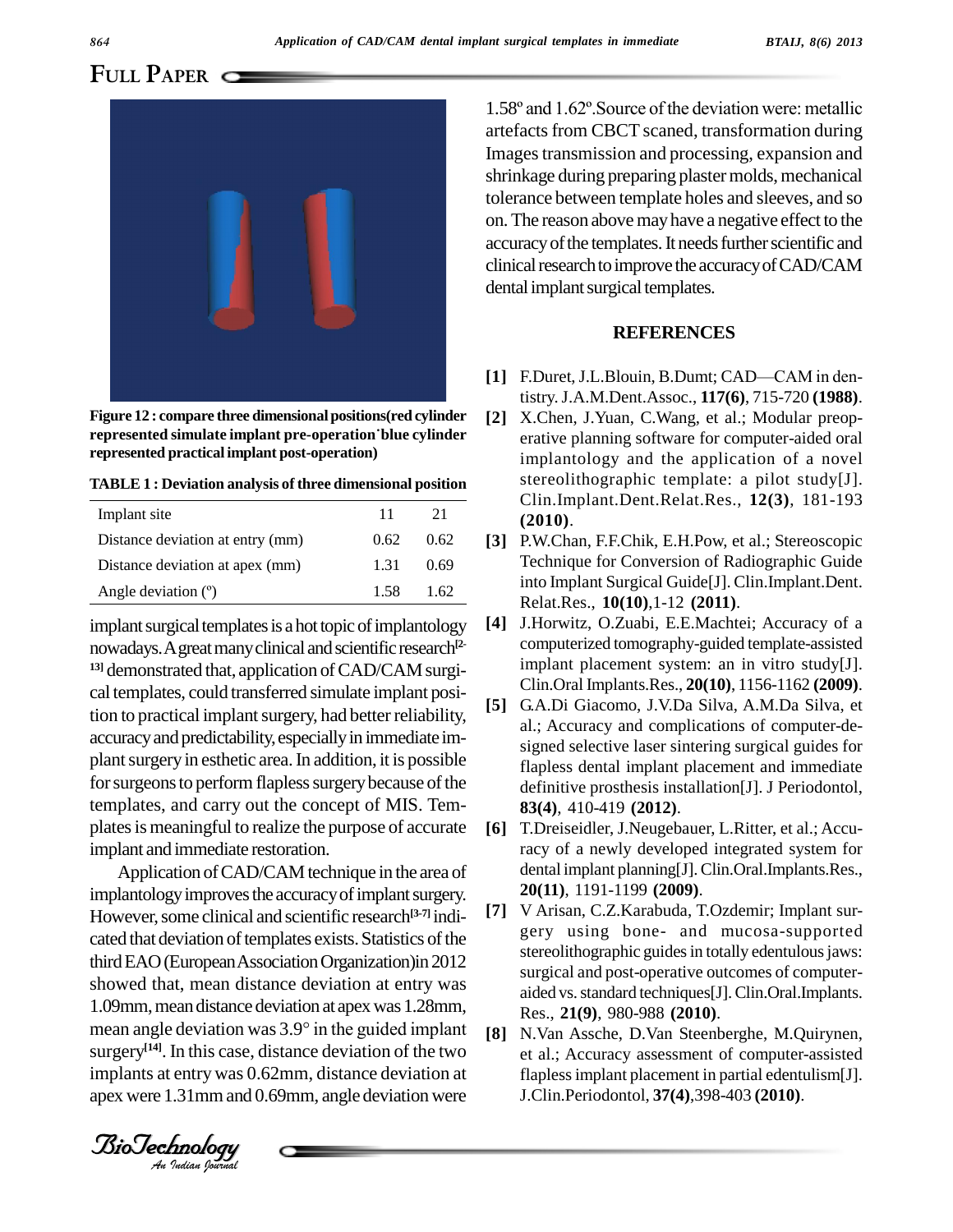Figure 12 : compare three dimensional positions(red cylinder represented simulate implant pre-operation˙blue cylinder represented practical implant post-operation)

TABLE 1 : Deviation analysis of three dimensional position

| Implant site | 11 | 21 |
|---|---|---|
| Distance deviation at entry (mm) | 0.62 | 0.62 |
| Distance deviation at apex (mm) | 1.31 | 0.69 |
| Angle deviation (º) | 1.58 | 1.62 |

implant surgical templates is a hot topic of implantology nowadays. A great many clinical and scientific research[2-13] demonstrated that, application of CAD/CAM surgical templates, could transferred simulate implant position to practical implant surgery, had better reliability, accuracy and predictability, especially in immediate implant surgery in esthetic area. In addition, it is possible for surgeons to perform flapless surgery because of the templates, and carry out the concept of MIS. Templates is meaningful to realize the purpose of accurate implant and immediate restoration.

Application of CAD/CAM technique in the area of implantology improves the accuracy of implant surgery. However, some clinical and scientific research[3-7] indicated that deviation of templates exists. Statistics of the third EAO (European Association Organization)in 2012 showed that, mean distance deviation at entry was 1.09mm, mean distance deviation at apex was 1.28mm, mean angle deviation was 3.9° in the guided implant surgery[14]. In this case, distance deviation of the two implants at entry was 0.62mm, distance deviation at apex were 1.31mm and 0.69mm, angle deviation were 1.58º and 1.62º.Source of the deviation were: metallic artefacts from CBCT scaned, transformation during Images transmission and processing, expansion and shrinkage during preparing plaster molds, mechanical tolerance between template holes and sleeves, and so on. The reason above may have a negative effect to the accuracy of the templates. It needs further scientific and clinical research to improve the accuracy of CAD/CAM dental implant surgical templates.

## REFERENCES

**[1]** F.Duret, J.L.Blouin, B.Dumt; CAD—CAM in dentistry. J.A.M.Dent.Assoc., **117(6)**, 715-720 **(1988)**.

**[2]** X.Chen, J.Yuan, C.Wang, et al.; Modular preoperative planning software for computer-aided oral implantology and the application of a novel stereolithographic template: a pilot study[J]. Clin.Implant.Dent.Relat.Res., **12(3)**, 181-193 **(2010)**.

**[3]** P.W.Chan, F.F.Chik, E.H.Pow, et al.; Stereoscopic Technique for Conversion of Radiographic Guide into Implant Surgical Guide[J]. Clin.Implant.Dent. Relat.Res., **10(10)**,1-12 **(2011)**.

**[4]** J.Horwitz, O.Zuabi, E.E.Machtei; Accuracy of a computerized tomography-guided template-assisted implant placement system: an in vitro study[J]. Clin.Oral Implants.Res., **20(10)**, 1156-1162 **(2009)**.

**[5]** G.A.Di Giacomo, J.V.Da Silva, A.M.Da Silva, et al.; Accuracy and complications of computer-designed selective laser sintering surgical guides for flapless dental implant placement and immediate definitive prosthesis installation[J]. J Periodontol, **83(4)**, 410-419 **(2012)**.

**[6]** T.Dreiseidler, J.Neugebauer, L.Ritter, et al.; Accuracy of a newly developed integrated system for dental implant planning[J]. Clin.Oral.Implants.Res., **20(11)**, 1191-1199 **(2009)**.

**[7]** V Arisan, C.Z.Karabuda, T.Ozdemir; Implant surgery using bone- and mucosa-supported stereolithographic guides in totally edentulous jaws: surgical and post-operative outcomes of computer-aided vs. standard techniques[J]. Clin.Oral.Implants. Res., **21(9)**, 980-988 **(2010)**.

**[8]** N.Van Assche, D.Van Steenberghe, M.Quirynen, et al.; Accuracy assessment of computer-assisted flapless implant placement in partial edentulism[J]. J.Clin.Periodontol, **37(4)**,398-403 **(2010)**.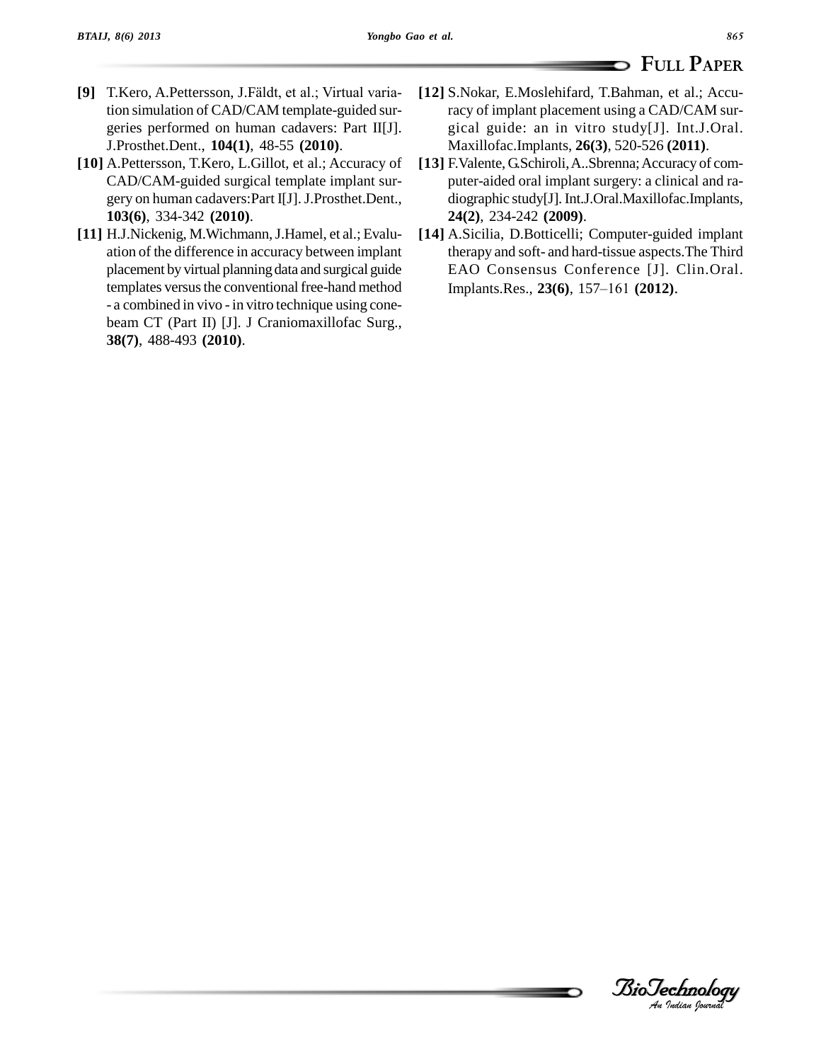**[9]** T.Kero, A.Pettersson, J.Fäldt, et al.; Virtual variation simulation of CAD/CAM template-guided surgeries performed on human cadavers: Part II[J]. J.Prosthet.Dent., **104(1)**, 48-55 **(2010)**.

**[10]** A.Pettersson, T.Kero, L.Gillot, et al.; Accuracy of CAD/CAM-guided surgical template implant surgery on human cadavers:Part I[J]. J.Prosthet.Dent., **103(6)**, 334-342 **(2010)**.

**[11]** H.J.Nickenig, M.Wichmann, J.Hamel, et al.; Evaluation of the difference in accuracy between implant placement by virtual planning data and surgical guide templates versus the conventional free-hand method - a combined in vivo - in vitro technique using cone-beam CT (Part II) [J]. J Craniomaxillofac Surg., **38(7)**, 488-493 **(2010)**.

**[12]** S.Nokar, E.Moslehifard, T.Bahman, et al.; Accuracy of implant placement using a CAD/CAM surgical guide: an in vitro study[J]. Int.J.Oral. Maxillofac.Implants, **26(3)**, 520-526 **(2011)**.

**[13]** F.Valente, G.Schiroli, A..Sbrenna; Accuracy of computer-aided oral implant surgery: a clinical and radiographic study[J]. Int.J.Oral.Maxillofac.Implants, **24(2)**, 234-242 **(2009)**.

**[14]** A.Sicilia, D.Botticelli; Computer-guided implant therapy and soft- and hard-tissue aspects.The Third EAO Consensus Conference [J]. Clin.Oral. Implants.Res., **23(6)**, 157–161 **(2012)**.